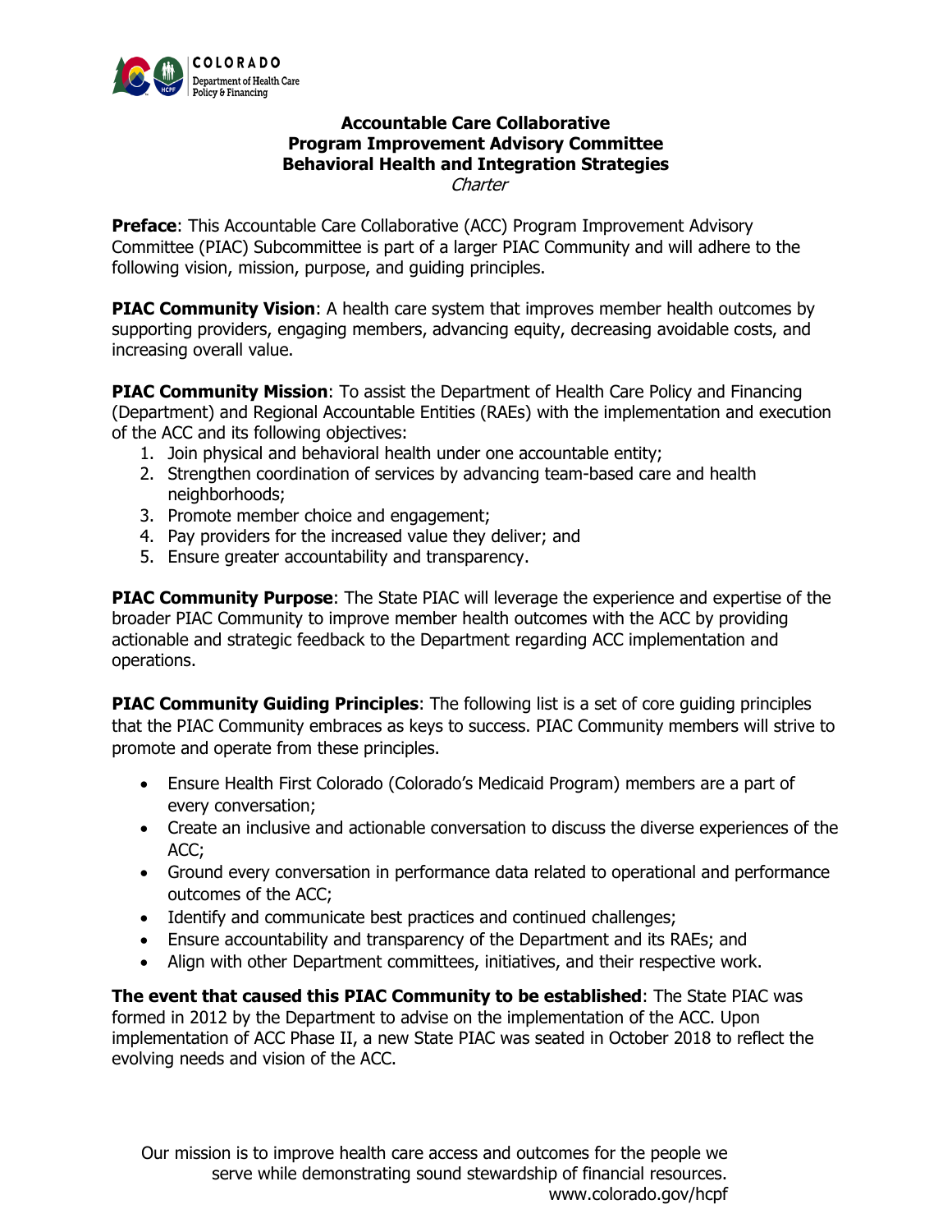COLORADO
Department of Health Care Policy & Financing

# Accountable Care Collaborative
# Program Improvement Advisory Committee
# Behavioral Health and Integration Strategies

*Charter*

**Preface**: This Accountable Care Collaborative (ACC) Program Improvement Advisory Committee (PIAC) Subcommittee is part of a larger PIAC Community and will adhere to the following vision, mission, purpose, and guiding principles.

**PIAC Community Vision**: A health care system that improves member health outcomes by supporting providers, engaging members, advancing equity, decreasing avoidable costs, and increasing overall value.

**PIAC Community Mission**: To assist the Department of Health Care Policy and Financing (Department) and Regional Accountable Entities (RAEs) with the implementation and execution of the ACC and its following objectives:

1. Join physical and behavioral health under one accountable entity;
2. Strengthen coordination of services by advancing team-based care and health neighborhoods;
3. Promote member choice and engagement;
4. Pay providers for the increased value they deliver; and
5. Ensure greater accountability and transparency.

**PIAC Community Purpose**: The State PIAC will leverage the experience and expertise of the broader PIAC Community to improve member health outcomes with the ACC by providing actionable and strategic feedback to the Department regarding ACC implementation and operations.

**PIAC Community Guiding Principles**: The following list is a set of core guiding principles that the PIAC Community embraces as keys to success. PIAC Community members will strive to promote and operate from these principles.

- Ensure Health First Colorado (Colorado's Medicaid Program) members are a part of every conversation;
- Create an inclusive and actionable conversation to discuss the diverse experiences of the ACC;
- Ground every conversation in performance data related to operational and performance outcomes of the ACC;
- Identify and communicate best practices and continued challenges;
- Ensure accountability and transparency of the Department and its RAEs; and
- Align with other Department committees, initiatives, and their respective work.

**The event that caused this PIAC Community to be established**: The State PIAC was formed in 2012 by the Department to advise on the implementation of the ACC. Upon implementation of ACC Phase II, a new State PIAC was seated in October 2018 to reflect the evolving needs and vision of the ACC.

Our mission is to improve health care access and outcomes for the people we serve while demonstrating sound stewardship of financial resources.
www.colorado.gov/hcpf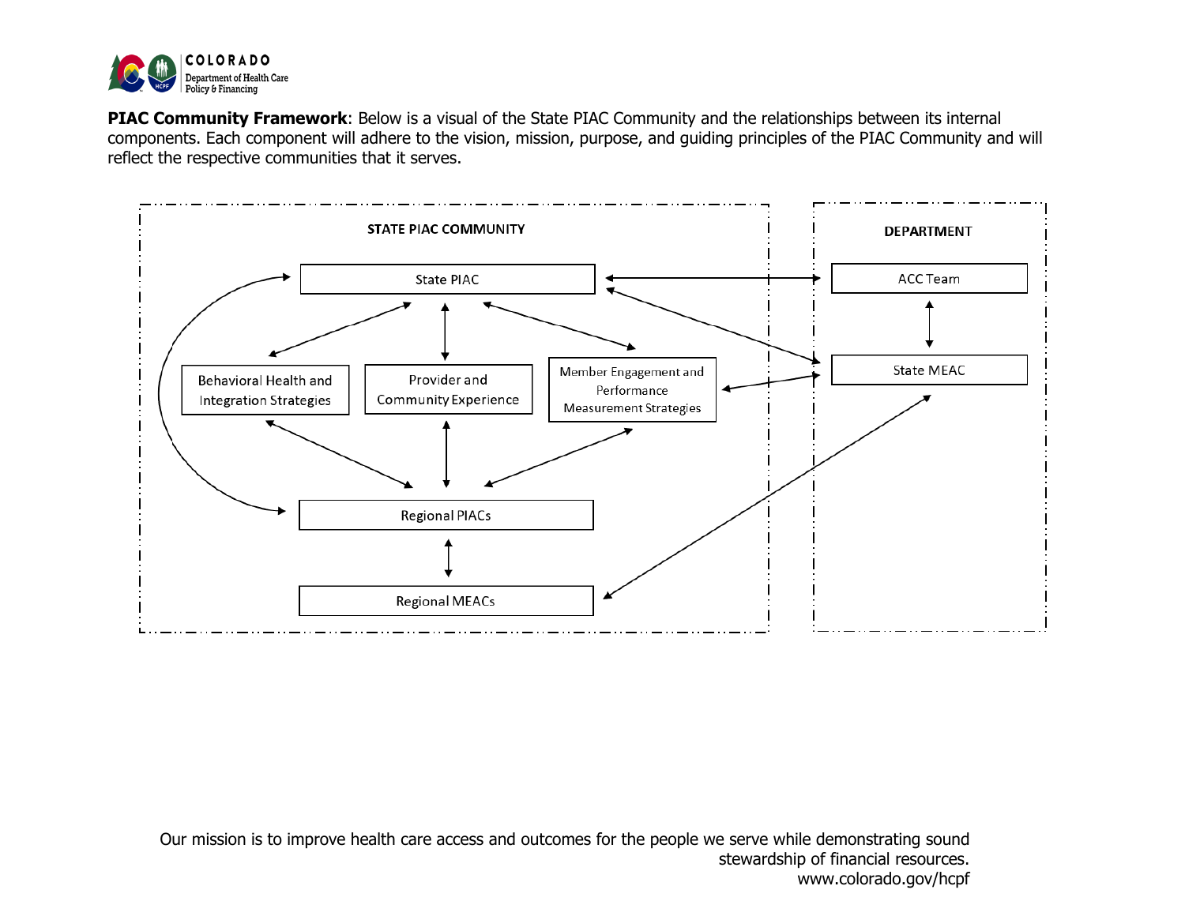**PIAC Community Framework**: Below is a visual of the State PIAC Community and the relationships between its internal components. Each component will adhere to the vision, mission, purpose, and guiding principles of the PIAC Community and will reflect the respective communities that it serves.

STATE PIAC COMMUNITY

State PIAC

Behavioral Health and Integration Strategies

Provider and Community Experience

Member Engagement and Performance Measurement Strategies

Regional PIACs

Regional MEACs

DEPARTMENT

ACC Team

State MEAC

Our mission is to improve health care access and outcomes for the people we serve while demonstrating sound stewardship of financial resources.
www.colorado.gov/hcpf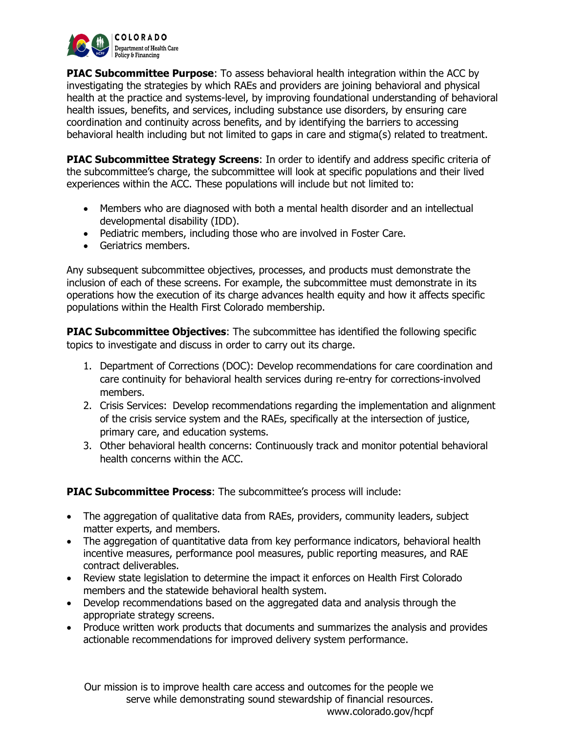**PIAC Subcommittee Purpose**: To assess behavioral health integration within the ACC by investigating the strategies by which RAEs and providers are joining behavioral and physical health at the practice and systems-level, by improving foundational understanding of behavioral health issues, benefits, and services, including substance use disorders, by ensuring care coordination and continuity across benefits, and by identifying the barriers to accessing behavioral health including but not limited to gaps in care and stigma(s) related to treatment.

**PIAC Subcommittee Strategy Screens**: In order to identify and address specific criteria of the subcommittee's charge, the subcommittee will look at specific populations and their lived experiences within the ACC. These populations will include but not limited to:

- Members who are diagnosed with both a mental health disorder and an intellectual developmental disability (IDD).
- Pediatric members, including those who are involved in Foster Care.
- Geriatrics members.

Any subsequent subcommittee objectives, processes, and products must demonstrate the inclusion of each of these screens. For example, the subcommittee must demonstrate in its operations how the execution of its charge advances health equity and how it affects specific populations within the Health First Colorado membership.

**PIAC Subcommittee Objectives**: The subcommittee has identified the following specific topics to investigate and discuss in order to carry out its charge.

1. Department of Corrections (DOC): Develop recommendations for care coordination and care continuity for behavioral health services during re-entry for corrections-involved members.
2. Crisis Services: Develop recommendations regarding the implementation and alignment of the crisis service system and the RAEs, specifically at the intersection of justice, primary care, and education systems.
3. Other behavioral health concerns: Continuously track and monitor potential behavioral health concerns within the ACC.

**PIAC Subcommittee Process**: The subcommittee's process will include:

- The aggregation of qualitative data from RAEs, providers, community leaders, subject matter experts, and members.
- The aggregation of quantitative data from key performance indicators, behavioral health incentive measures, performance pool measures, public reporting measures, and RAE contract deliverables.
- Review state legislation to determine the impact it enforces on Health First Colorado members and the statewide behavioral health system.
- Develop recommendations based on the aggregated data and analysis through the appropriate strategy screens.
- Produce written work products that documents and summarizes the analysis and provides actionable recommendations for improved delivery system performance.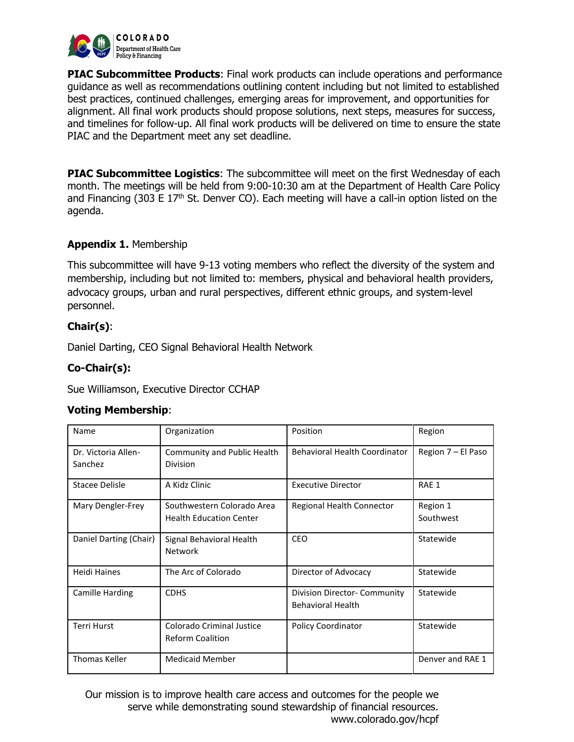**PIAC Subcommittee Products**: Final work products can include operations and performance guidance as well as recommendations outlining content including but not limited to established best practices, continued challenges, emerging areas for improvement, and opportunities for alignment. All final work products should propose solutions, next steps, measures for success, and timelines for follow-up. All final work products will be delivered on time to ensure the state PIAC and the Department meet any set deadline.

**PIAC Subcommittee Logistics**: The subcommittee will meet on the first Wednesday of each month. The meetings will be held from 9:00-10:30 am at the Department of Health Care Policy and Financing (303 E 17th St. Denver CO). Each meeting will have a call-in option listed on the agenda.

**Appendix 1.** Membership

This subcommittee will have 9-13 voting members who reflect the diversity of the system and membership, including but not limited to: members, physical and behavioral health providers, advocacy groups, urban and rural perspectives, different ethnic groups, and system-level personnel.

**Chair(s)**:

Daniel Darting, CEO Signal Behavioral Health Network

**Co-Chair(s):**

Sue Williamson, Executive Director CCHAP

**Voting Membership**:

| Name | Organization | Position | Region |
|---|---|---|---|
| Dr. Victoria Allen-Sanchez | Community and Public Health Division | Behavioral Health Coordinator | Region 7 – El Paso |
| Stacee Delisle | A Kidz Clinic | Executive Director | RAE 1 |
| Mary Dengler-Frey | Southwestern Colorado Area Health Education Center | Regional Health Connector | Region 1 Southwest |
| Daniel Darting (Chair) | Signal Behavioral Health Network | CEO | Statewide |
| Heidi Haines | The Arc of Colorado | Director of Advocacy | Statewide |
| Camille Harding | CDHS | Division Director- Community Behavioral Health | Statewide |
| Terri Hurst | Colorado Criminal Justice Reform Coalition | Policy Coordinator | Statewide |
| Thomas Keller | Medicaid Member | | Denver and RAE 1 |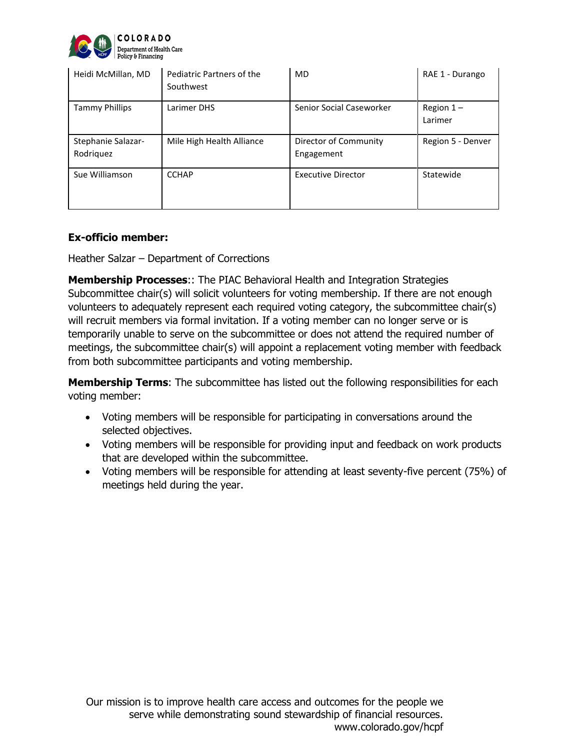| | | | |
|---|---|---|---|
| Heidi McMillan, MD | Pediatric Partners of the Southwest | MD | RAE 1 - Durango |
| Tammy Phillips | Larimer DHS | Senior Social Caseworker | Region 1 – Larimer |
| Stephanie Salazar-Rodriquez | Mile High Health Alliance | Director of Community Engagement | Region 5 - Denver |
| Sue Williamson | CCHAP | Executive Director | Statewide |

**Ex-officio member:**

Heather Salzar – Department of Corrections

**Membership Processes**:: The PIAC Behavioral Health and Integration Strategies Subcommittee chair(s) will solicit volunteers for voting membership. If there are not enough volunteers to adequately represent each required voting category, the subcommittee chair(s) will recruit members via formal invitation. If a voting member can no longer serve or is temporarily unable to serve on the subcommittee or does not attend the required number of meetings, the subcommittee chair(s) will appoint a replacement voting member with feedback from both subcommittee participants and voting membership.

**Membership Terms**: The subcommittee has listed out the following responsibilities for each voting member:

- Voting members will be responsible for participating in conversations around the selected objectives.
- Voting members will be responsible for providing input and feedback on work products that are developed within the subcommittee.
- Voting members will be responsible for attending at least seventy-five percent (75%) of meetings held during the year.